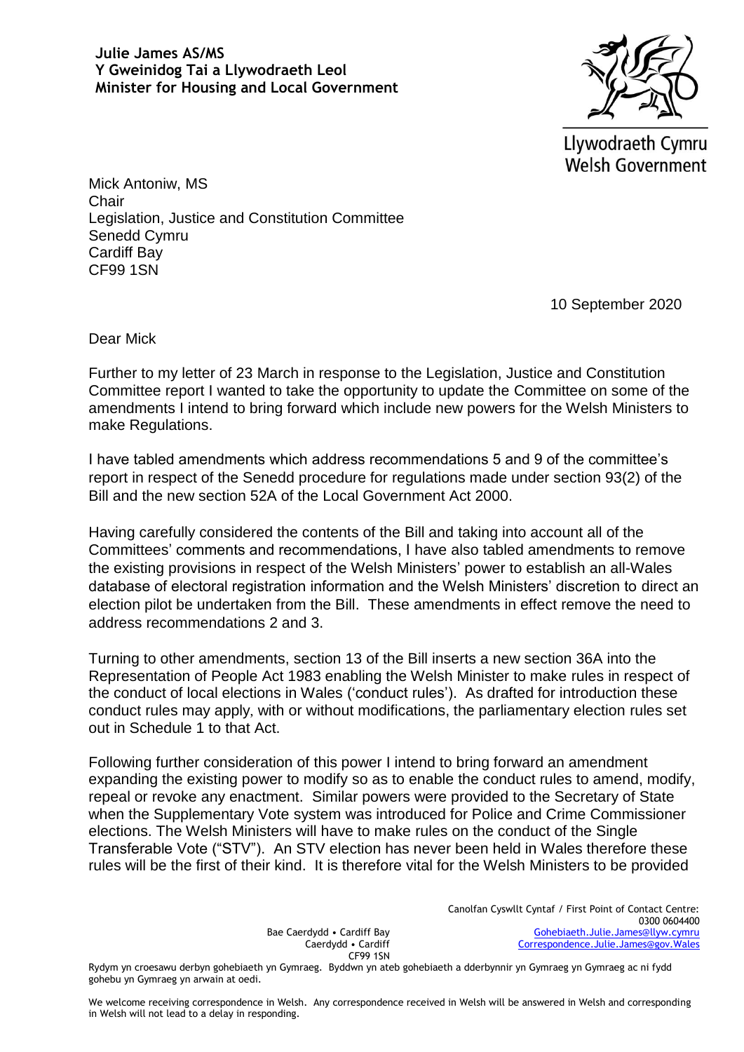**Julie James AS/MS**
**Y Gweinidog Tai a Llywodraeth Leol**
**Minister for Housing and Local Government**

Llywodraeth Cymru
Welsh Government

Mick Antoniw, MS
Chair
Legislation, Justice and Constitution Committee
Senedd Cymru
Cardiff Bay
CF99 1SN

10 September 2020

Dear Mick

Further to my letter of 23 March in response to the Legislation, Justice and Constitution Committee report I wanted to take the opportunity to update the Committee on some of the amendments I intend to bring forward which include new powers for the Welsh Ministers to make Regulations.

I have tabled amendments which address recommendations 5 and 9 of the committee's report in respect of the Senedd procedure for regulations made under section 93(2) of the Bill and the new section 52A of the Local Government Act 2000.

Having carefully considered the contents of the Bill and taking into account all of the Committees' comments and recommendations, I have also tabled amendments to remove the existing provisions in respect of the Welsh Ministers' power to establish an all-Wales database of electoral registration information and the Welsh Ministers' discretion to direct an election pilot be undertaken from the Bill. These amendments in effect remove the need to address recommendations 2 and 3.

Turning to other amendments, section 13 of the Bill inserts a new section 36A into the Representation of People Act 1983 enabling the Welsh Minister to make rules in respect of the conduct of local elections in Wales ('conduct rules'). As drafted for introduction these conduct rules may apply, with or without modifications, the parliamentary election rules set out in Schedule 1 to that Act.

Following further consideration of this power I intend to bring forward an amendment expanding the existing power to modify so as to enable the conduct rules to amend, modify, repeal or revoke any enactment. Similar powers were provided to the Secretary of State when the Supplementary Vote system was introduced for Police and Crime Commissioner elections. The Welsh Ministers will have to make rules on the conduct of the Single Transferable Vote ("STV"). An STV election has never been held in Wales therefore these rules will be the first of their kind. It is therefore vital for the Welsh Ministers to be provided

Bae Caerdydd • Cardiff Bay
Caerdydd • Cardiff
CF99 1SN

Canolfan Cyswllt Cyntaf / First Point of Contact Centre:
0300 0604400
Gohebiaeth.Julie.James@llyw.cymru
Correspondence.Julie.James@gov.Wales

Rydym yn croesawu derbyn gohebiaeth yn Gymraeg. Byddwn yn ateb gohebiaeth a dderbynnir yn Gymraeg yn Gymraeg ac ni fydd gohebu yn Gymraeg yn arwain at oedi.

We welcome receiving correspondence in Welsh. Any correspondence received in Welsh will be answered in Welsh and corresponding in Welsh will not lead to a delay in responding.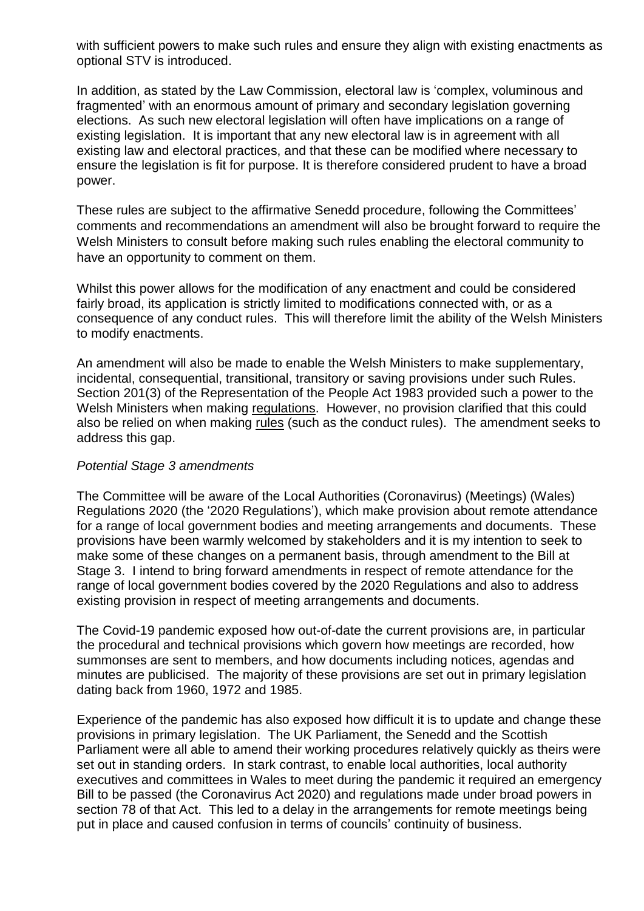with sufficient powers to make such rules and ensure they align with existing enactments as optional STV is introduced.

In addition, as stated by the Law Commission, electoral law is 'complex, voluminous and fragmented' with an enormous amount of primary and secondary legislation governing elections. As such new electoral legislation will often have implications on a range of existing legislation. It is important that any new electoral law is in agreement with all existing law and electoral practices, and that these can be modified where necessary to ensure the legislation is fit for purpose. It is therefore considered prudent to have a broad power.

These rules are subject to the affirmative Senedd procedure, following the Committees' comments and recommendations an amendment will also be brought forward to require the Welsh Ministers to consult before making such rules enabling the electoral community to have an opportunity to comment on them.

Whilst this power allows for the modification of any enactment and could be considered fairly broad, its application is strictly limited to modifications connected with, or as a consequence of any conduct rules. This will therefore limit the ability of the Welsh Ministers to modify enactments.

An amendment will also be made to enable the Welsh Ministers to make supplementary, incidental, consequential, transitional, transitory or saving provisions under such Rules. Section 201(3) of the Representation of the People Act 1983 provided such a power to the Welsh Ministers when making regulations. However, no provision clarified that this could also be relied on when making rules (such as the conduct rules). The amendment seeks to address this gap.

*Potential Stage 3 amendments*

The Committee will be aware of the Local Authorities (Coronavirus) (Meetings) (Wales) Regulations 2020 (the '2020 Regulations'), which make provision about remote attendance for a range of local government bodies and meeting arrangements and documents. These provisions have been warmly welcomed by stakeholders and it is my intention to seek to make some of these changes on a permanent basis, through amendment to the Bill at Stage 3. I intend to bring forward amendments in respect of remote attendance for the range of local government bodies covered by the 2020 Regulations and also to address existing provision in respect of meeting arrangements and documents.

The Covid-19 pandemic exposed how out-of-date the current provisions are, in particular the procedural and technical provisions which govern how meetings are recorded, how summonses are sent to members, and how documents including notices, agendas and minutes are publicised. The majority of these provisions are set out in primary legislation dating back from 1960, 1972 and 1985.

Experience of the pandemic has also exposed how difficult it is to update and change these provisions in primary legislation. The UK Parliament, the Senedd and the Scottish Parliament were all able to amend their working procedures relatively quickly as theirs were set out in standing orders. In stark contrast, to enable local authorities, local authority executives and committees in Wales to meet during the pandemic it required an emergency Bill to be passed (the Coronavirus Act 2020) and regulations made under broad powers in section 78 of that Act. This led to a delay in the arrangements for remote meetings being put in place and caused confusion in terms of councils' continuity of business.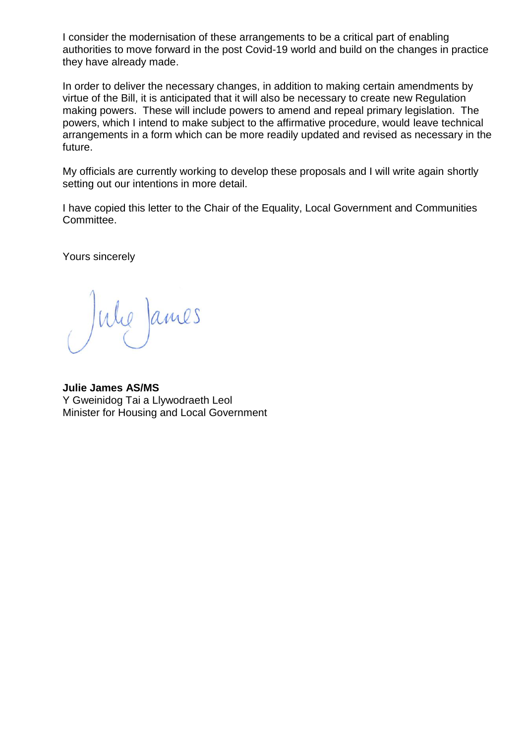I consider the modernisation of these arrangements to be a critical part of enabling authorities to move forward in the post Covid-19 world and build on the changes in practice they have already made.

In order to deliver the necessary changes, in addition to making certain amendments by virtue of the Bill, it is anticipated that it will also be necessary to create new Regulation making powers. These will include powers to amend and repeal primary legislation. The powers, which I intend to make subject to the affirmative procedure, would leave technical arrangements in a form which can be more readily updated and revised as necessary in the future.

My officials are currently working to develop these proposals and I will write again shortly setting out our intentions in more detail.

I have copied this letter to the Chair of the Equality, Local Government and Communities Committee.

Yours sincerely

**Julie James AS/MS**
Y Gweinidog Tai a Llywodraeth Leol
Minister for Housing and Local Government